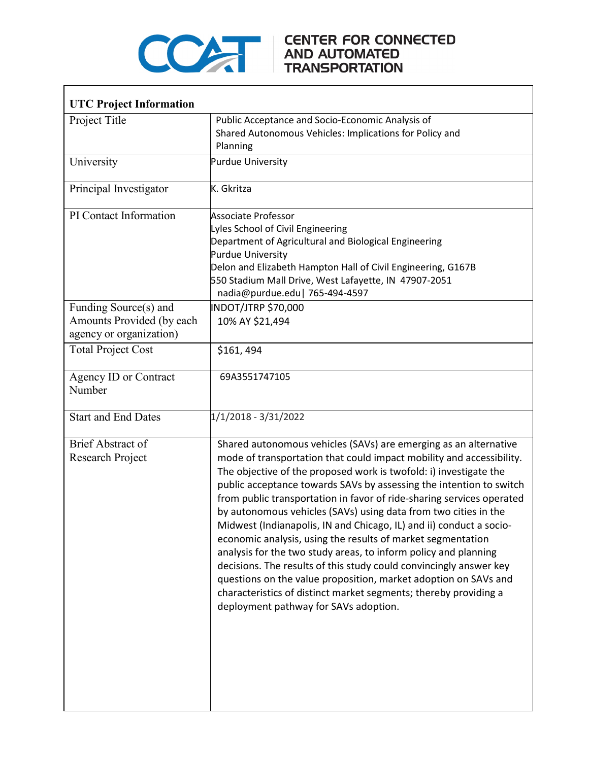# CENTER FOR CONNECTED AND AUTOMATED TRANSPORTATION

| **UTC Project Information** | |
|---|---|
| Project Title | Public Acceptance and Socio-Economic Analysis of Shared Autonomous Vehicles: Implications for Policy and Planning |
| University | Purdue University |
| Principal Investigator | K. Gkritza |
| PI Contact Information | Associate Professor<br>Lyles School of Civil Engineering<br>Department of Agricultural and Biological Engineering<br>Purdue University<br>Delon and Elizabeth Hampton Hall of Civil Engineering, G167B<br>550 Stadium Mall Drive, West Lafayette, IN 47907-2051<br>nadia@purdue.edu\| 765-494-4597 |
| Funding Source(s) and Amounts Provided (by each agency or organization) | INDOT/JTRP $70,000<br>10% AY $21,494 |
| Total Project Cost | $161, 494 |
| Agency ID or Contract Number | 69A3551747105 |
| Start and End Dates | 1/1/2018 - 3/31/2022 |
| Brief Abstract of Research Project | Shared autonomous vehicles (SAVs) are emerging as an alternative mode of transportation that could impact mobility and accessibility. The objective of the proposed work is twofold: i) investigate the public acceptance towards SAVs by assessing the intention to switch from public transportation in favor of ride-sharing services operated by autonomous vehicles (SAVs) using data from two cities in the Midwest (Indianapolis, IN and Chicago, IL) and ii) conduct a socio-economic analysis, using the results of market segmentation analysis for the two study areas, to inform policy and planning decisions. The results of this study could convincingly answer key questions on the value proposition, market adoption on SAVs and characteristics of distinct market segments; thereby providing a deployment pathway for SAVs adoption. |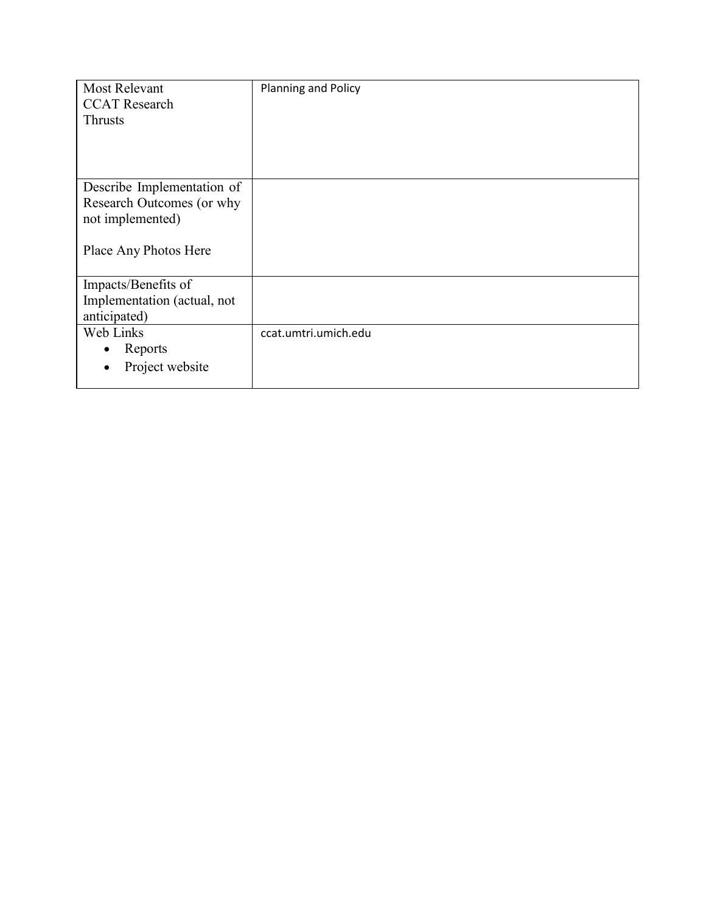| | |
|---|---|
| Most Relevant CCAT Research Thrusts | Planning and Policy |
| Describe Implementation of Research Outcomes (or why not implemented)<br><br>Place Any Photos Here | |
| Impacts/Benefits of Implementation (actual, not anticipated) | |
| Web Links<br>• Reports<br>• Project website | ccat.umtri.umich.edu |